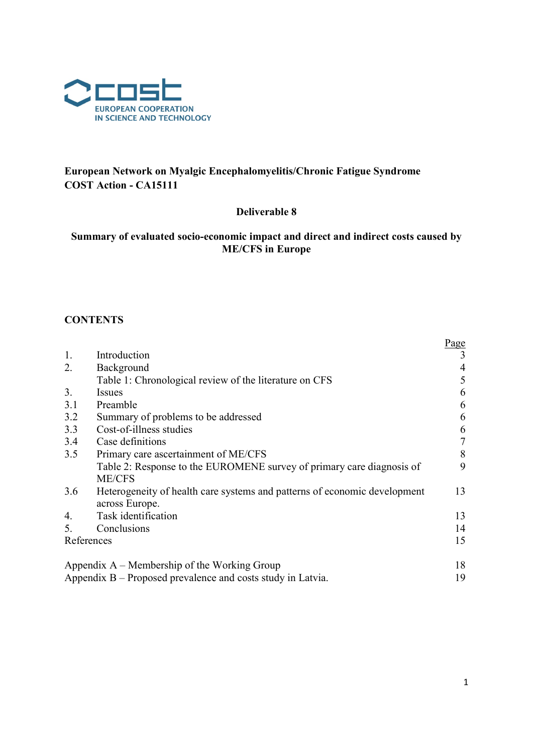COST
EUROPEAN COOPERATION
IN SCIENCE AND TECHNOLOGY

**European Network on Myalgic Encephalomyelitis/Chronic Fatigue Syndrome**
**COST Action - CA15111**

**Deliverable 8**

**Summary of evaluated socio-economic impact and direct and indirect costs caused by ME/CFS in Europe**

**CONTENTS**

| | | Page |
|---|---|---|
| 1. | Introduction | 3 |
| 2. | Background | 4 |
| | Table 1: Chronological review of the literature on CFS | 5 |
| 3. | Issues | 6 |
| 3.1 | Preamble | 6 |
| 3.2 | Summary of problems to be addressed | 6 |
| 3.3 | Cost-of-illness studies | 6 |
| 3.4 | Case definitions | 7 |
| 3.5 | Primary care ascertainment of ME/CFS | 8 |
| | Table 2: Response to the EUROMENE survey of primary care diagnosis of ME/CFS | 9 |
| 3.6 | Heterogeneity of health care systems and patterns of economic development across Europe. | 13 |
| 4. | Task identification | 13 |
| 5. | Conclusions | 14 |
| References | | 15 |
| Appendix A – Membership of the Working Group | | 18 |
| Appendix B – Proposed prevalence and costs study in Latvia. | | 19 |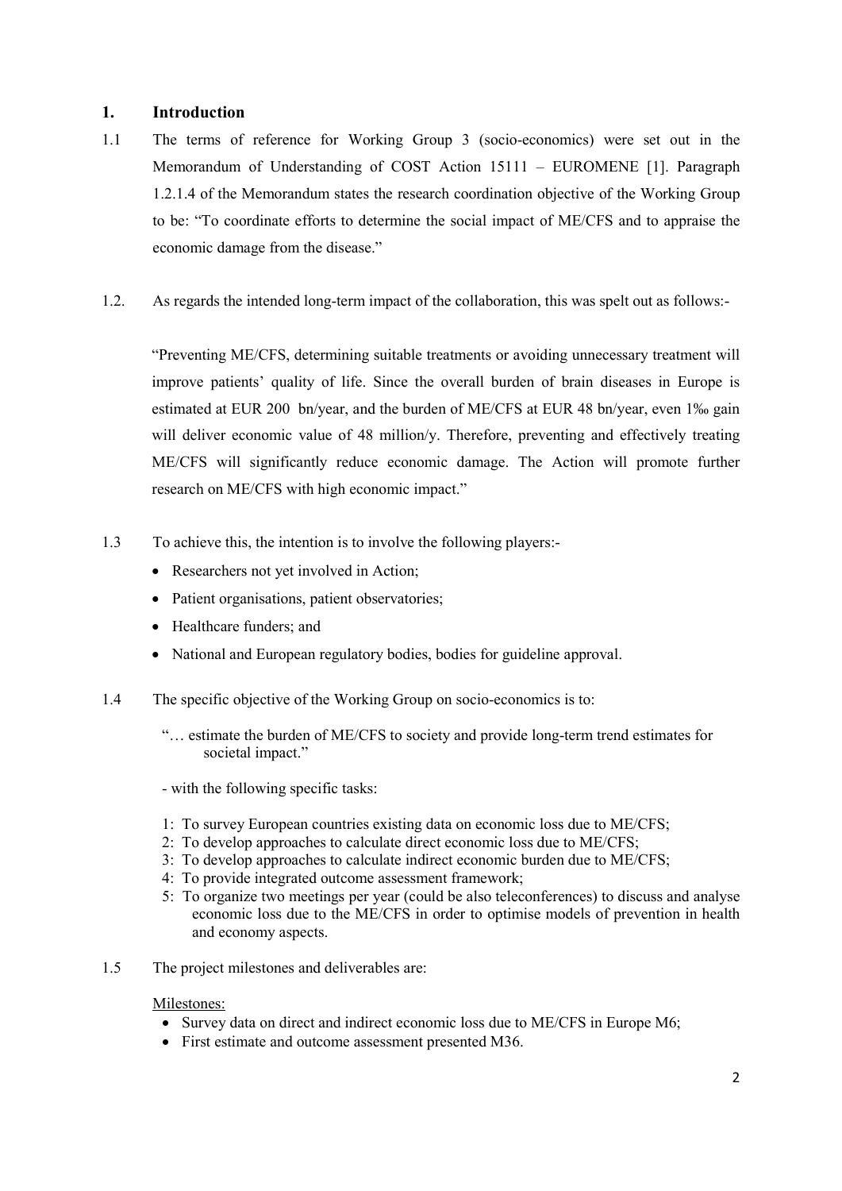## 1. Introduction

1.1 The terms of reference for Working Group 3 (socio-economics) were set out in the Memorandum of Understanding of COST Action 15111 – EUROMENE [1]. Paragraph 1.2.1.4 of the Memorandum states the research coordination objective of the Working Group to be: "To coordinate efforts to determine the social impact of ME/CFS and to appraise the economic damage from the disease."

1.2. As regards the intended long-term impact of the collaboration, this was spelt out as follows:-

"Preventing ME/CFS, determining suitable treatments or avoiding unnecessary treatment will improve patients' quality of life. Since the overall burden of brain diseases in Europe is estimated at EUR 200 bn/year, and the burden of ME/CFS at EUR 48 bn/year, even 1‰ gain will deliver economic value of 48 million/y. Therefore, preventing and effectively treating ME/CFS will significantly reduce economic damage. The Action will promote further research on ME/CFS with high economic impact."

1.3 To achieve this, the intention is to involve the following players:-

- Researchers not yet involved in Action;
- Patient organisations, patient observatories;
- Healthcare funders; and
- National and European regulatory bodies, bodies for guideline approval.

1.4 The specific objective of the Working Group on socio-economics is to:

"… estimate the burden of ME/CFS to society and provide long-term trend estimates for societal impact."

- with the following specific tasks:

1: To survey European countries existing data on economic loss due to ME/CFS;
2: To develop approaches to calculate direct economic loss due to ME/CFS;
3: To develop approaches to calculate indirect economic burden due to ME/CFS;
4: To provide integrated outcome assessment framework;
5: To organize two meetings per year (could be also teleconferences) to discuss and analyse economic loss due to the ME/CFS in order to optimise models of prevention in health and economy aspects.

1.5 The project milestones and deliverables are:

Milestones:

- Survey data on direct and indirect economic loss due to ME/CFS in Europe M6;
- First estimate and outcome assessment presented M36.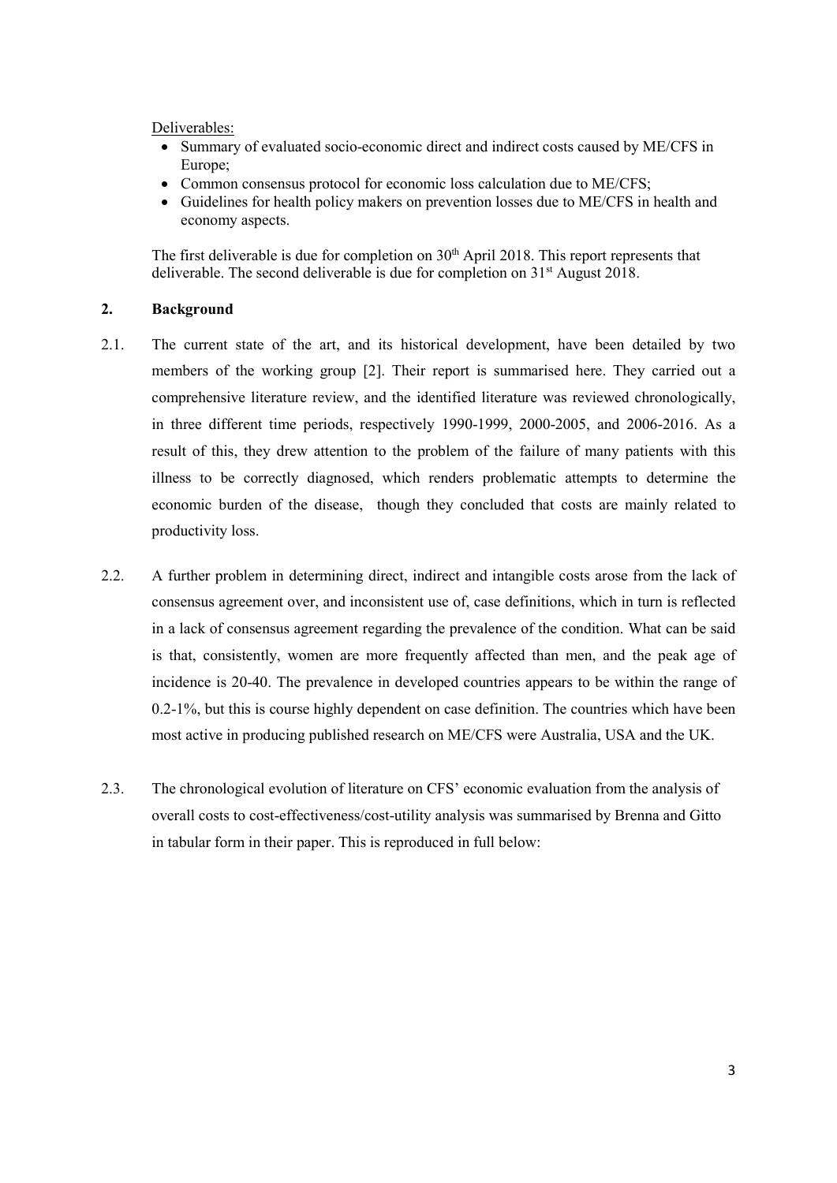Deliverables:

- Summary of evaluated socio-economic direct and indirect costs caused by ME/CFS in Europe;
- Common consensus protocol for economic loss calculation due to ME/CFS;
- Guidelines for health policy makers on prevention losses due to ME/CFS in health and economy aspects.

The first deliverable is due for completion on 30th April 2018. This report represents that deliverable. The second deliverable is due for completion on 31st August 2018.

## 2. Background

2.1. The current state of the art, and its historical development, have been detailed by two members of the working group [2]. Their report is summarised here. They carried out a comprehensive literature review, and the identified literature was reviewed chronologically, in three different time periods, respectively 1990-1999, 2000-2005, and 2006-2016. As a result of this, they drew attention to the problem of the failure of many patients with this illness to be correctly diagnosed, which renders problematic attempts to determine the economic burden of the disease, though they concluded that costs are mainly related to productivity loss.

2.2. A further problem in determining direct, indirect and intangible costs arose from the lack of consensus agreement over, and inconsistent use of, case definitions, which in turn is reflected in a lack of consensus agreement regarding the prevalence of the condition. What can be said is that, consistently, women are more frequently affected than men, and the peak age of incidence is 20-40. The prevalence in developed countries appears to be within the range of 0.2-1%, but this is course highly dependent on case definition. The countries which have been most active in producing published research on ME/CFS were Australia, USA and the UK.

2.3. The chronological evolution of literature on CFS' economic evaluation from the analysis of overall costs to cost-effectiveness/cost-utility analysis was summarised by Brenna and Gitto in tabular form in their paper. This is reproduced in full below: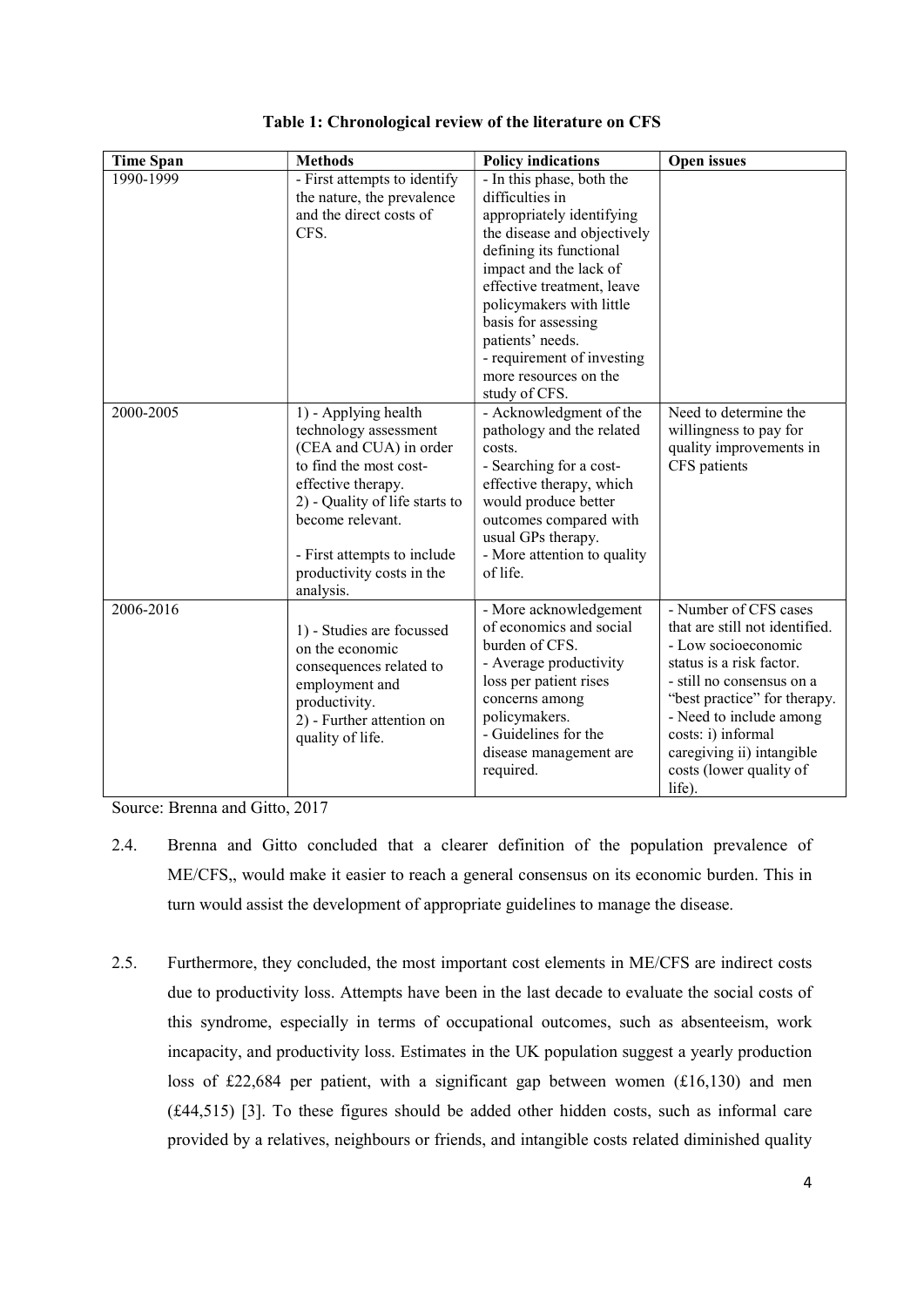**Table 1: Chronological review of the literature on CFS**

| Time Span | Methods | Policy indications | Open issues |
|---|---|---|---|
| 1990-1999 | - First attempts to identify the nature, the prevalence and the direct costs of CFS. | - In this phase, both the difficulties in appropriately identifying the disease and objectively defining its functional impact and the lack of effective treatment, leave policymakers with little basis for assessing patients' needs.<br>- requirement of investing more resources on the study of CFS. | |
| 2000-2005 | 1) - Applying health technology assessment (CEA and CUA) in order to find the most cost-effective therapy.<br>2) - Quality of life starts to become relevant.<br><br>- First attempts to include productivity costs in the analysis. | - Acknowledgment of the pathology and the related costs.<br>- Searching for a cost-effective therapy, which would produce better outcomes compared with usual GPs therapy.<br>- More attention to quality of life. | Need to determine the willingness to pay for quality improvements in CFS patients |
| 2006-2016 | 1) - Studies are focussed on the economic consequences related to employment and productivity.<br>2) - Further attention on quality of life. | - More acknowledgement of economics and social burden of CFS.<br>- Average productivity loss per patient rises concerns among policymakers.<br>- Guidelines for the disease management are required. | - Number of CFS cases that are still not identified.<br>- Low socioeconomic status is a risk factor.<br>- still no consensus on a "best practice" for therapy.<br>- Need to include among costs: i) informal caregiving ii) intangible costs (lower quality of life). |

Source: Brenna and Gitto, 2017

2.4. Brenna and Gitto concluded that a clearer definition of the population prevalence of ME/CFS,, would make it easier to reach a general consensus on its economic burden. This in turn would assist the development of appropriate guidelines to manage the disease.

2.5. Furthermore, they concluded, the most important cost elements in ME/CFS are indirect costs due to productivity loss. Attempts have been in the last decade to evaluate the social costs of this syndrome, especially in terms of occupational outcomes, such as absenteeism, work incapacity, and productivity loss. Estimates in the UK population suggest a yearly production loss of £22,684 per patient, with a significant gap between women (£16,130) and men (£44,515) [3]. To these figures should be added other hidden costs, such as informal care provided by a relatives, neighbours or friends, and intangible costs related diminished quality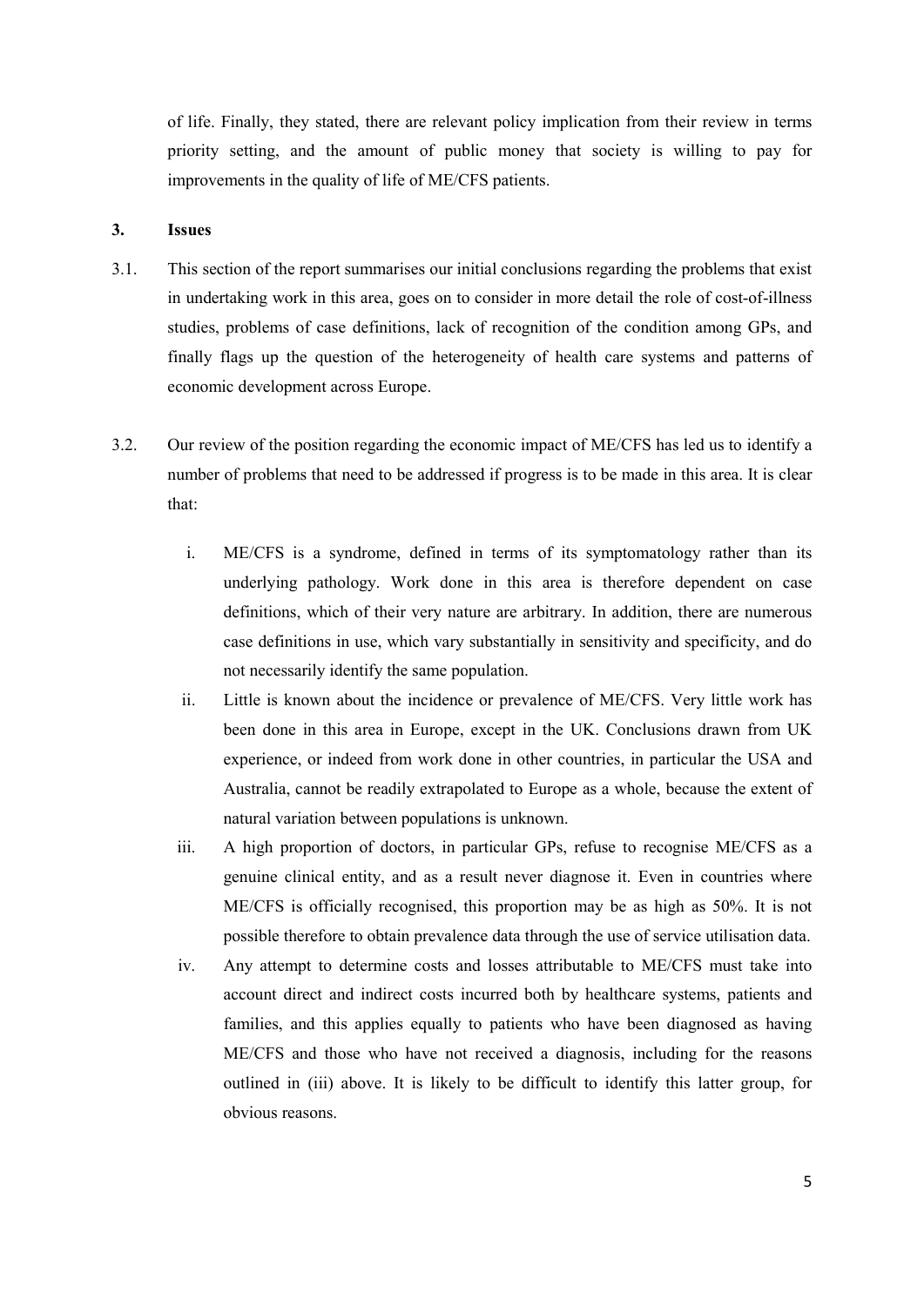of life. Finally, they stated, there are relevant policy implication from their review in terms priority setting, and the amount of public money that society is willing to pay for improvements in the quality of life of ME/CFS patients.

## 3. Issues

3.1. This section of the report summarises our initial conclusions regarding the problems that exist in undertaking work in this area, goes on to consider in more detail the role of cost-of-illness studies, problems of case definitions, lack of recognition of the condition among GPs, and finally flags up the question of the heterogeneity of health care systems and patterns of economic development across Europe.

3.2. Our review of the position regarding the economic impact of ME/CFS has led us to identify a number of problems that need to be addressed if progress is to be made in this area. It is clear that:

i. ME/CFS is a syndrome, defined in terms of its symptomatology rather than its underlying pathology. Work done in this area is therefore dependent on case definitions, which of their very nature are arbitrary. In addition, there are numerous case definitions in use, which vary substantially in sensitivity and specificity, and do not necessarily identify the same population.

ii. Little is known about the incidence or prevalence of ME/CFS. Very little work has been done in this area in Europe, except in the UK. Conclusions drawn from UK experience, or indeed from work done in other countries, in particular the USA and Australia, cannot be readily extrapolated to Europe as a whole, because the extent of natural variation between populations is unknown.

iii. A high proportion of doctors, in particular GPs, refuse to recognise ME/CFS as a genuine clinical entity, and as a result never diagnose it. Even in countries where ME/CFS is officially recognised, this proportion may be as high as 50%. It is not possible therefore to obtain prevalence data through the use of service utilisation data.

iv. Any attempt to determine costs and losses attributable to ME/CFS must take into account direct and indirect costs incurred both by healthcare systems, patients and families, and this applies equally to patients who have been diagnosed as having ME/CFS and those who have not received a diagnosis, including for the reasons outlined in (iii) above. It is likely to be difficult to identify this latter group, for obvious reasons.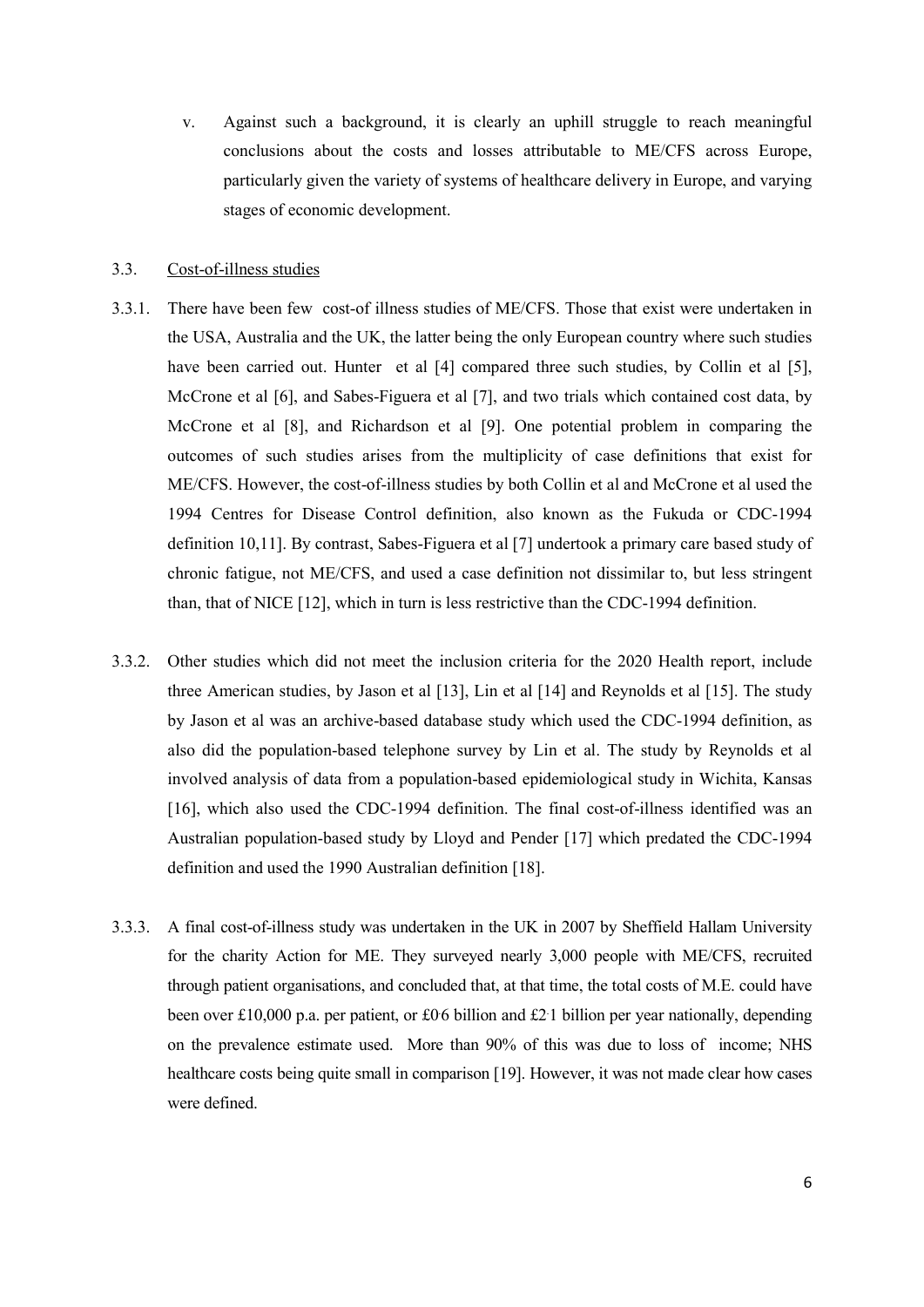v. Against such a background, it is clearly an uphill struggle to reach meaningful conclusions about the costs and losses attributable to ME/CFS across Europe, particularly given the variety of systems of healthcare delivery in Europe, and varying stages of economic development.

### 3.3. Cost-of-illness studies

3.3.1. There have been few cost-of illness studies of ME/CFS. Those that exist were undertaken in the USA, Australia and the UK, the latter being the only European country where such studies have been carried out. Hunter et al [4] compared three such studies, by Collin et al [5], McCrone et al [6], and Sabes-Figuera et al [7], and two trials which contained cost data, by McCrone et al [8], and Richardson et al [9]. One potential problem in comparing the outcomes of such studies arises from the multiplicity of case definitions that exist for ME/CFS. However, the cost-of-illness studies by both Collin et al and McCrone et al used the 1994 Centres for Disease Control definition, also known as the Fukuda or CDC-1994 definition 10,11]. By contrast, Sabes-Figuera et al [7] undertook a primary care based study of chronic fatigue, not ME/CFS, and used a case definition not dissimilar to, but less stringent than, that of NICE [12], which in turn is less restrictive than the CDC-1994 definition.

3.3.2. Other studies which did not meet the inclusion criteria for the 2020 Health report, include three American studies, by Jason et al [13], Lin et al [14] and Reynolds et al [15]. The study by Jason et al was an archive-based database study which used the CDC-1994 definition, as also did the population-based telephone survey by Lin et al. The study by Reynolds et al involved analysis of data from a population-based epidemiological study in Wichita, Kansas [16], which also used the CDC-1994 definition. The final cost-of-illness identified was an Australian population-based study by Lloyd and Pender [17] which predated the CDC-1994 definition and used the 1990 Australian definition [18].

3.3.3. A final cost-of-illness study was undertaken in the UK in 2007 by Sheffield Hallam University for the charity Action for ME. They surveyed nearly 3,000 people with ME/CFS, recruited through patient organisations, and concluded that, at that time, the total costs of M.E. could have been over £10,000 p.a. per patient, or £0·6 billion and £2·1 billion per year nationally, depending on the prevalence estimate used. More than 90% of this was due to loss of income; NHS healthcare costs being quite small in comparison [19]. However, it was not made clear how cases were defined.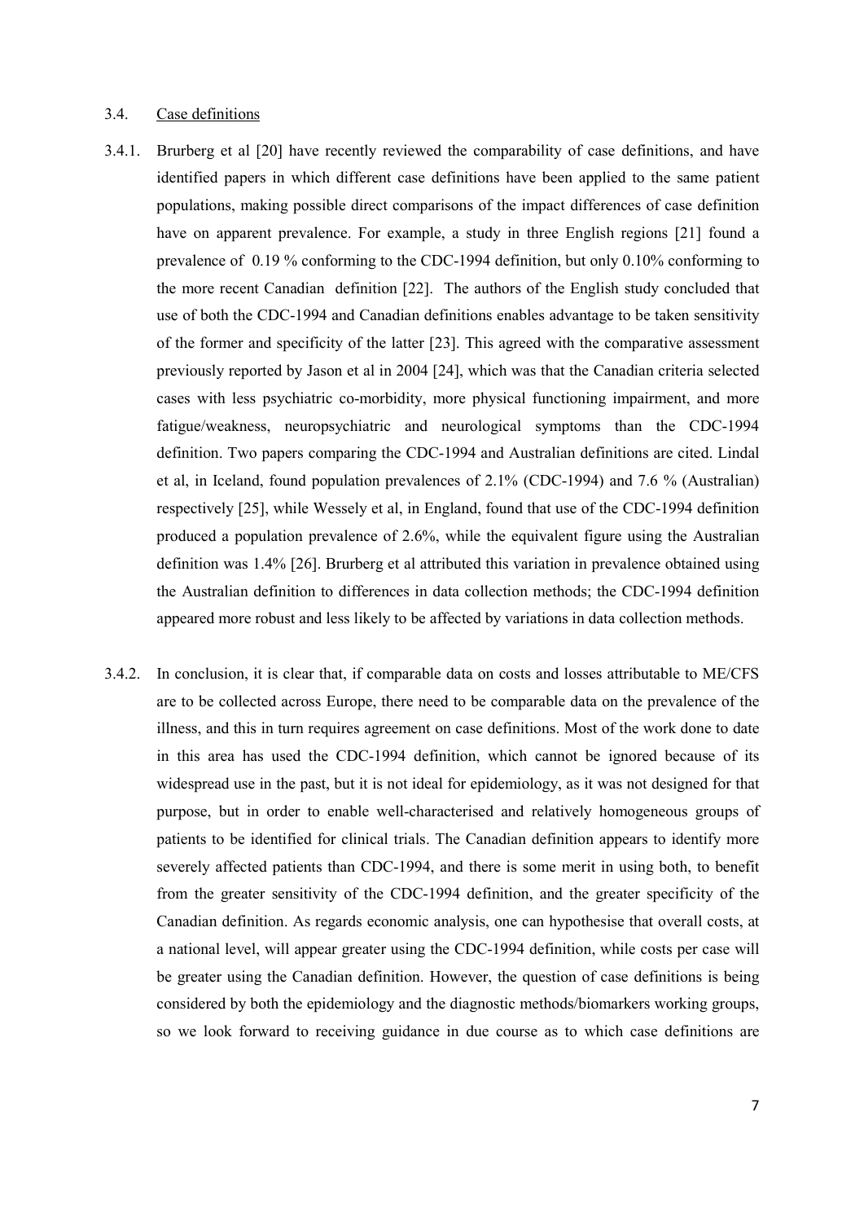### 3.4. Case definitions

3.4.1. Brurberg et al [20] have recently reviewed the comparability of case definitions, and have identified papers in which different case definitions have been applied to the same patient populations, making possible direct comparisons of the impact differences of case definition have on apparent prevalence. For example, a study in three English regions [21] found a prevalence of 0.19 % conforming to the CDC-1994 definition, but only 0.10% conforming to the more recent Canadian definition [22]. The authors of the English study concluded that use of both the CDC-1994 and Canadian definitions enables advantage to be taken sensitivity of the former and specificity of the latter [23]. This agreed with the comparative assessment previously reported by Jason et al in 2004 [24], which was that the Canadian criteria selected cases with less psychiatric co-morbidity, more physical functioning impairment, and more fatigue/weakness, neuropsychiatric and neurological symptoms than the CDC-1994 definition. Two papers comparing the CDC-1994 and Australian definitions are cited. Lindal et al, in Iceland, found population prevalences of 2.1% (CDC-1994) and 7.6 % (Australian) respectively [25], while Wessely et al, in England, found that use of the CDC-1994 definition produced a population prevalence of 2.6%, while the equivalent figure using the Australian definition was 1.4% [26]. Brurberg et al attributed this variation in prevalence obtained using the Australian definition to differences in data collection methods; the CDC-1994 definition appeared more robust and less likely to be affected by variations in data collection methods.

3.4.2. In conclusion, it is clear that, if comparable data on costs and losses attributable to ME/CFS are to be collected across Europe, there need to be comparable data on the prevalence of the illness, and this in turn requires agreement on case definitions. Most of the work done to date in this area has used the CDC-1994 definition, which cannot be ignored because of its widespread use in the past, but it is not ideal for epidemiology, as it was not designed for that purpose, but in order to enable well-characterised and relatively homogeneous groups of patients to be identified for clinical trials. The Canadian definition appears to identify more severely affected patients than CDC-1994, and there is some merit in using both, to benefit from the greater sensitivity of the CDC-1994 definition, and the greater specificity of the Canadian definition. As regards economic analysis, one can hypothesise that overall costs, at a national level, will appear greater using the CDC-1994 definition, while costs per case will be greater using the Canadian definition. However, the question of case definitions is being considered by both the epidemiology and the diagnostic methods/biomarkers working groups, so we look forward to receiving guidance in due course as to which case definitions are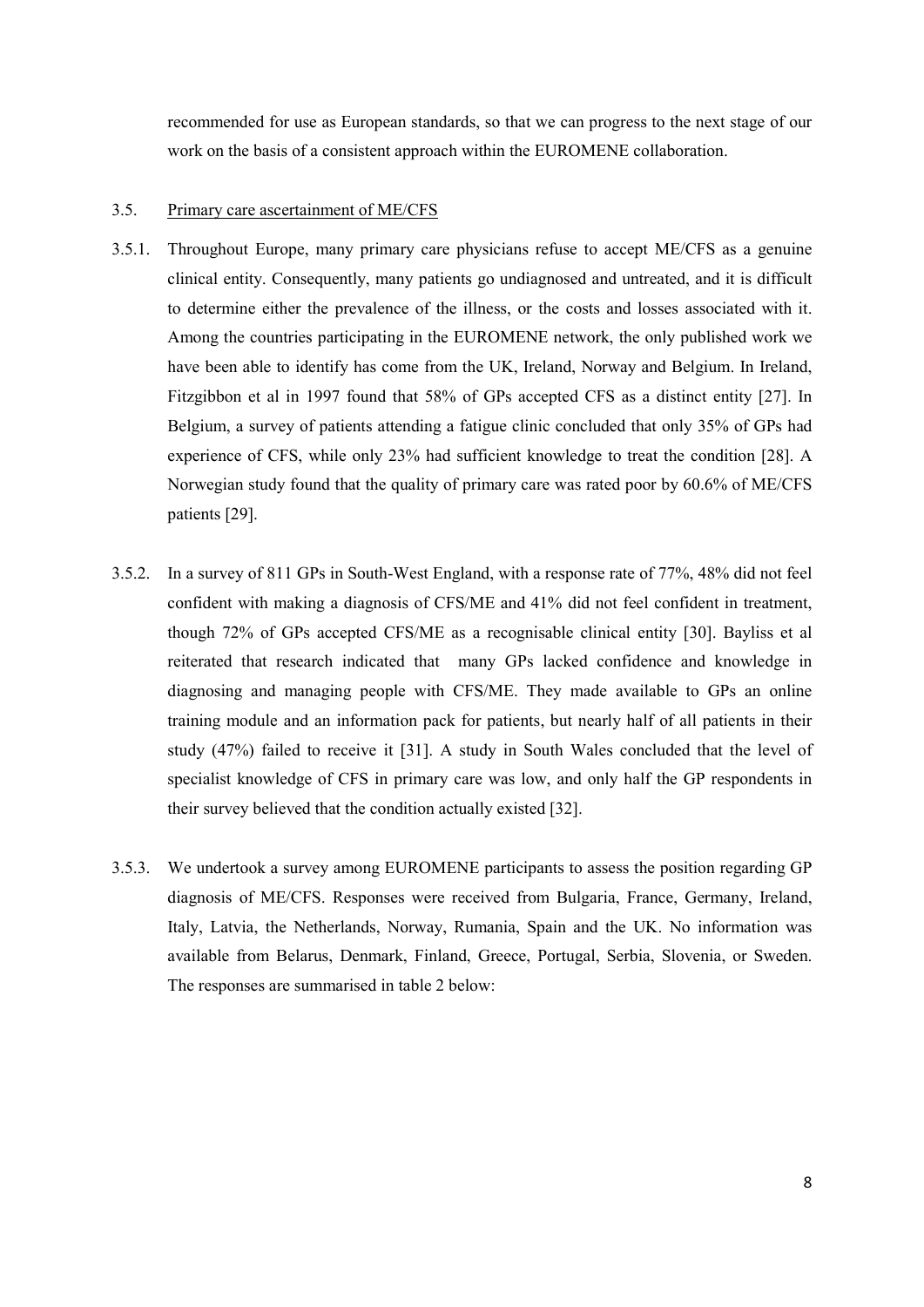recommended for use as European standards, so that we can progress to the next stage of our work on the basis of a consistent approach within the EUROMENE collaboration.

### 3.5. Primary care ascertainment of ME/CFS

3.5.1. Throughout Europe, many primary care physicians refuse to accept ME/CFS as a genuine clinical entity. Consequently, many patients go undiagnosed and untreated, and it is difficult to determine either the prevalence of the illness, or the costs and losses associated with it. Among the countries participating in the EUROMENE network, the only published work we have been able to identify has come from the UK, Ireland, Norway and Belgium. In Ireland, Fitzgibbon et al in 1997 found that 58% of GPs accepted CFS as a distinct entity [27]. In Belgium, a survey of patients attending a fatigue clinic concluded that only 35% of GPs had experience of CFS, while only 23% had sufficient knowledge to treat the condition [28]. A Norwegian study found that the quality of primary care was rated poor by 60.6% of ME/CFS patients [29].

3.5.2. In a survey of 811 GPs in South-West England, with a response rate of 77%, 48% did not feel confident with making a diagnosis of CFS/ME and 41% did not feel confident in treatment, though 72% of GPs accepted CFS/ME as a recognisable clinical entity [30]. Bayliss et al reiterated that research indicated that many GPs lacked confidence and knowledge in diagnosing and managing people with CFS/ME. They made available to GPs an online training module and an information pack for patients, but nearly half of all patients in their study (47%) failed to receive it [31]. A study in South Wales concluded that the level of specialist knowledge of CFS in primary care was low, and only half the GP respondents in their survey believed that the condition actually existed [32].

3.5.3. We undertook a survey among EUROMENE participants to assess the position regarding GP diagnosis of ME/CFS. Responses were received from Bulgaria, France, Germany, Ireland, Italy, Latvia, the Netherlands, Norway, Rumania, Spain and the UK. No information was available from Belarus, Denmark, Finland, Greece, Portugal, Serbia, Slovenia, or Sweden. The responses are summarised in table 2 below: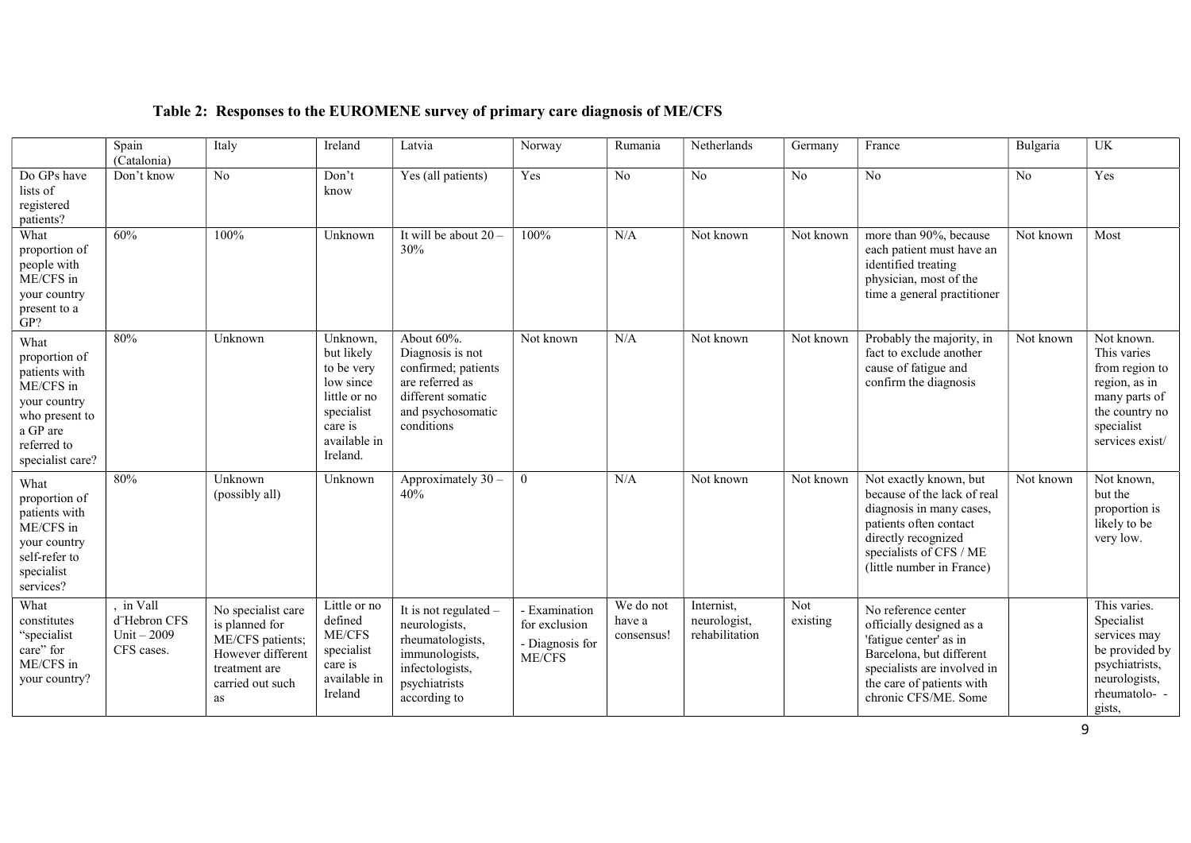## Table 2: Responses to the EUROMENE survey of primary care diagnosis of ME/CFS

| | Spain (Catalonia) | Italy | Ireland | Latvia | Norway | Rumania | Netherlands | Germany | France | Bulgaria | UK |
|---|---|---|---|---|---|---|---|---|---|---|---|
| Do GPs have lists of registered patients? | Don't know | No | Don't know | Yes (all patients) | Yes | No | No | No | No | No | Yes |
| What proportion of people with ME/CFS in your country present to a GP? | 60% | 100% | Unknown | It will be about 20 – 30% | 100% | N/A | Not known | Not known | more than 90%, because each patient must have an identified treating physician, most of the time a general practitioner | Not known | Most |
| What proportion of patients with ME/CFS in your country who present to a GP are referred to specialist care? | 80% | Unknown | Unknown, but likely to be very low since little or no specialist care is available in Ireland. | About 60%. Diagnosis is not confirmed; patients are referred as different somatic and psychosomatic conditions | Not known | N/A | Not known | Not known | Probably the majority, in fact to exclude another cause of fatigue and confirm the diagnosis | Not known | Not known. This varies from region to region, as in many parts of the country no specialist services exist/ |
| What proportion of patients with ME/CFS in your country self-refer to specialist services? | 80% | Unknown (possibly all) | Unknown | Approximately 30 – 40% | 0 | N/A | Not known | Not known | Not exactly known, but because of the lack of real diagnosis in many cases, patients often contact directly recognized specialists of CFS / ME (little number in France) | Not known | Not known, but the proportion is likely to be very low. |
| What constitutes "specialist care" for ME/CFS in your country? | , in Vall d'Hebron CFS Unit – 2009 CFS cases. | No specialist care is planned for ME/CFS patients; However different treatment are carried out such as | Little or no defined ME/CFS specialist care is available in Ireland | It is not regulated – neurologists, rheumatologists, immunologists, infectologists, psychiatrists according to | - Examination for exclusion<br>- Diagnosis for ME/CFS | We do not have a consensus! | Internist, neurologist, rehabilitation | Not existing | No reference center officially designed as a 'fatigue center' as in Barcelona, but different specialists are involved in the care of patients with chronic CFS/ME. Some | | This varies. Specialist services may be provided by psychiatrists, neurologists, rheumatolo- - gists, |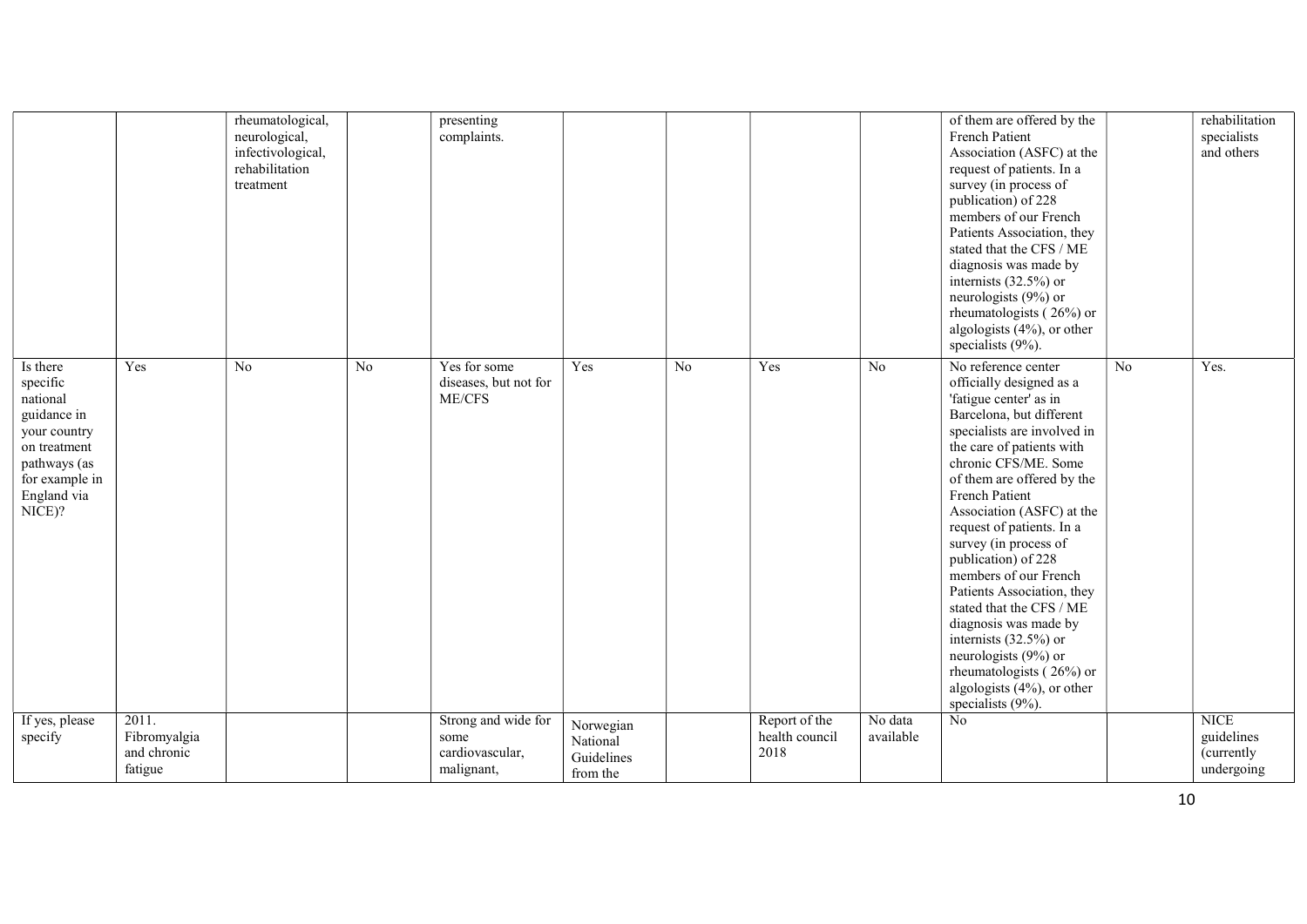| | | | | | | | | | | | |
|---|---|---|---|---|---|---|---|---|---|---|---|
| | | rheumatological, neurological, infectivological, rehabilitation treatment | | presenting complaints. | | | | | of them are offered by the French Patient Association (ASFC) at the request of patients. In a survey (in process of publication) of 228 members of our French Patients Association, they stated that the CFS / ME diagnosis was made by internists (32.5%) or neurologists (9%) or rheumatologists ( 26%) or algologists (4%), or other specialists (9%). | | rehabilitation specialists and others |
| Is there specific national guidance in your country on treatment pathways (as for example in England via NICE)? | Yes | No | No | Yes for some diseases, but not for ME/CFS | Yes | No | Yes | No | No reference center officially designed as a 'fatigue center' as in Barcelona, but different specialists are involved in the care of patients with chronic CFS/ME. Some of them are offered by the French Patient Association (ASFC) at the request of patients. In a survey (in process of publication) of 228 members of our French Patients Association, they stated that the CFS / ME diagnosis was made by internists (32.5%) or neurologists (9%) or rheumatologists ( 26%) or algologists (4%), or other specialists (9%). | No | Yes. |
| If yes, please specify | 2011. Fibromyalgia and chronic fatigue | | | Strong and wide for some cardiovascular, malignant, | Norwegian National Guidelines from the | | Report of the health council 2018 | No data available | No | | NICE guidelines (currently undergoing |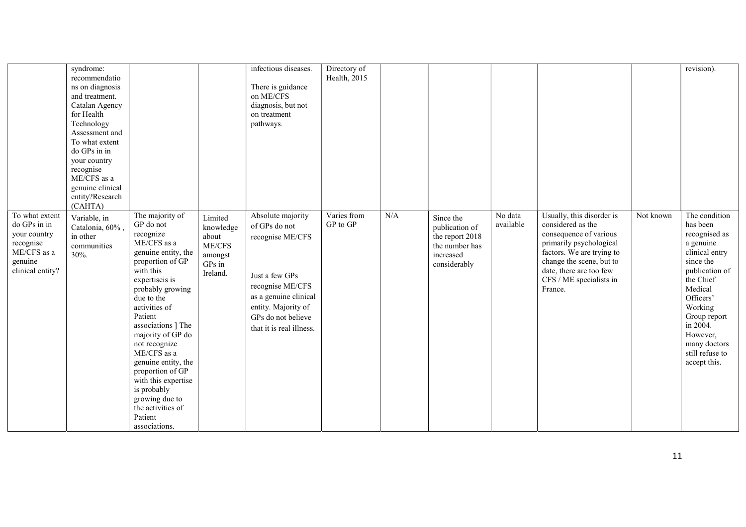| | | | | | | | | | | | |
|---|---|---|---|---|---|---|---|---|---|---|---|
| | syndrome: recommendations on diagnosis and treatment. Catalan Agency for Health Technology Assessment and To what extent do GPs in in your country recognise ME/CFS as a genuine clinical entity?Research (CAHTA) | | | infectious diseases. There is guidance on ME/CFS diagnosis, but not on treatment pathways. | Directory of Health, 2015 | | | | | | revision). |
| To what extent do GPs in in your country recognise ME/CFS as a genuine clinical entity? | Variable, in Catalonia, 60% , in other communities 30%. | The majority of GP do not recognize ME/CFS as a genuine entity, the proportion of GP with this expertiseis is probably growing due to the activities of Patient associations ] The majority of GP do not recognize ME/CFS as a genuine entity, the proportion of GP with this expertise is probably growing due to the activities of Patient associations. | Limited knowledge about ME/CFS amongst GPs in Ireland. | Absolute majority of GPs do not recognise ME/CFS<br><br>Just a few GPs recognise ME/CFS as a genuine clinical entity. Majority of GPs do not believe that it is real illness. | Varies from GP to GP | N/A | Since the publication of the report 2018 the number has increased considerably | No data available | Usually, this disorder is considered as the consequence of various primarily psychological factors. We are trying to change the scene, but to date, there are too few CFS / ME specialists in France. | Not known | The condition has been recognised as a genuine clinical entry since the publication of the Chief Medical Officers' Working Group report in 2004. However, many doctors still refuse to accept this. |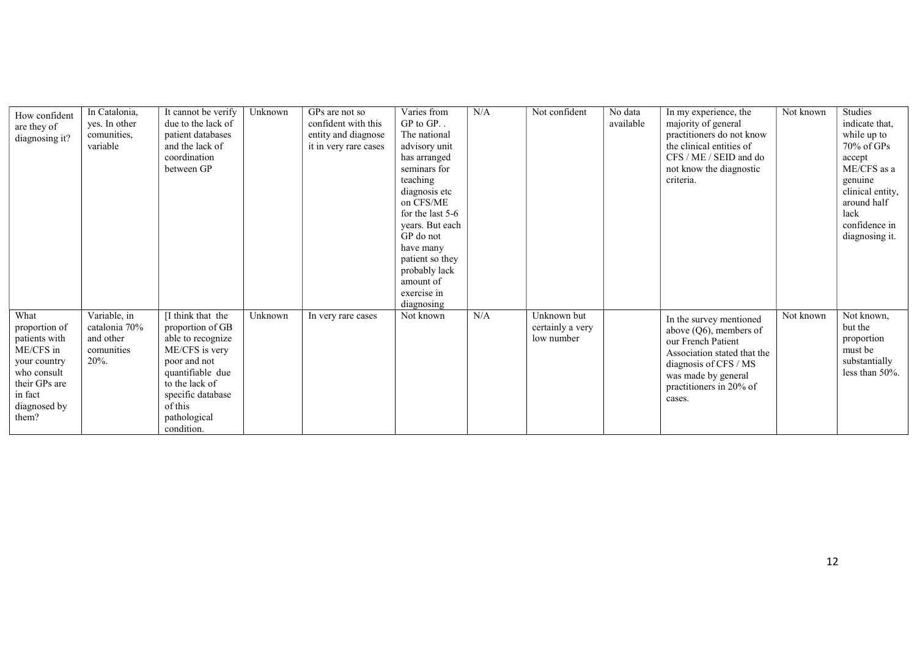| | | | | | | | | | | | |
|---|---|---|---|---|---|---|---|---|---|---|---|
| How confident are they of diagnosing it? | In Catalonia, yes. In other comunities, variable | It cannot be verify due to the lack of patient databases and the lack of coordination between GP | Unknown | GPs are not so confident with this entity and diagnose it in very rare cases | Varies from GP to GP. . The national advisory unit has arranged seminars for teaching diagnosis etc on CFS/ME for the last 5-6 years. But each GP do not have many patient so they probably lack amount of exercise in diagnosing | N/A | Not confident | No data available | In my experience, the majority of general practitioners do not know the clinical entities of CFS / ME / SEID and do not know the diagnostic criteria. | Not known | Studies indicate that, while up to 70% of GPs accept ME/CFS as a genuine clinical entity, around half lack confidence in diagnosing it. |
| What proportion of patients with ME/CFS in your country who consult their GPs are in fact diagnosed by them? | Variable, in catalonia 70% and other comunities 20%. | [I think that the proportion of GB able to recognize ME/CFS is very poor and not quantifiable due to the lack of specific database of this pathological condition. | Unknown | In very rare cases | Not known | N/A | Unknown but certainly a very low number | | In the survey mentioned above (Q6), members of our French Patient Association stated that the diagnosis of CFS / MS was made by general practitioners in 20% of cases. | Not known | Not known, but the proportion must be substantially less than 50%. |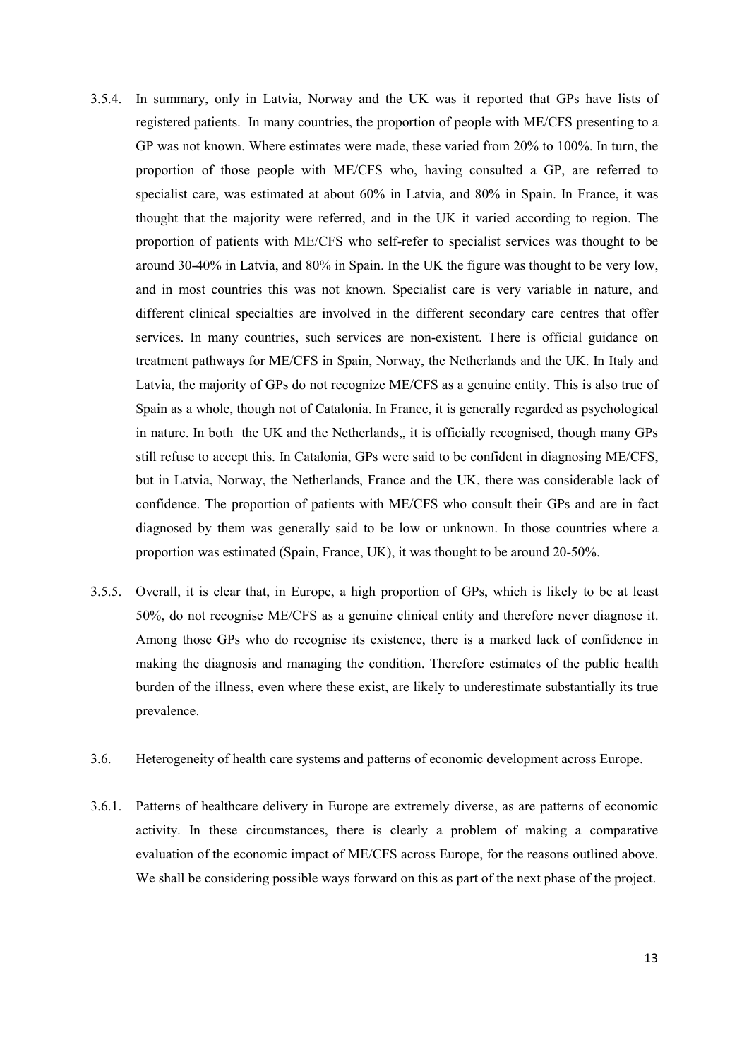3.5.4. In summary, only in Latvia, Norway and the UK was it reported that GPs have lists of registered patients. In many countries, the proportion of people with ME/CFS presenting to a GP was not known. Where estimates were made, these varied from 20% to 100%. In turn, the proportion of those people with ME/CFS who, having consulted a GP, are referred to specialist care, was estimated at about 60% in Latvia, and 80% in Spain. In France, it was thought that the majority were referred, and in the UK it varied according to region. The proportion of patients with ME/CFS who self-refer to specialist services was thought to be around 30-40% in Latvia, and 80% in Spain. In the UK the figure was thought to be very low, and in most countries this was not known. Specialist care is very variable in nature, and different clinical specialties are involved in the different secondary care centres that offer services. In many countries, such services are non-existent. There is official guidance on treatment pathways for ME/CFS in Spain, Norway, the Netherlands and the UK. In Italy and Latvia, the majority of GPs do not recognize ME/CFS as a genuine entity. This is also true of Spain as a whole, though not of Catalonia. In France, it is generally regarded as psychological in nature. In both the UK and the Netherlands,, it is officially recognised, though many GPs still refuse to accept this. In Catalonia, GPs were said to be confident in diagnosing ME/CFS, but in Latvia, Norway, the Netherlands, France and the UK, there was considerable lack of confidence. The proportion of patients with ME/CFS who consult their GPs and are in fact diagnosed by them was generally said to be low or unknown. In those countries where a proportion was estimated (Spain, France, UK), it was thought to be around 20-50%.

3.5.5. Overall, it is clear that, in Europe, a high proportion of GPs, which is likely to be at least 50%, do not recognise ME/CFS as a genuine clinical entity and therefore never diagnose it. Among those GPs who do recognise its existence, there is a marked lack of confidence in making the diagnosis and managing the condition. Therefore estimates of the public health burden of the illness, even where these exist, are likely to underestimate substantially its true prevalence.

3.6. Heterogeneity of health care systems and patterns of economic development across Europe.

3.6.1. Patterns of healthcare delivery in Europe are extremely diverse, as are patterns of economic activity. In these circumstances, there is clearly a problem of making a comparative evaluation of the economic impact of ME/CFS across Europe, for the reasons outlined above. We shall be considering possible ways forward on this as part of the next phase of the project.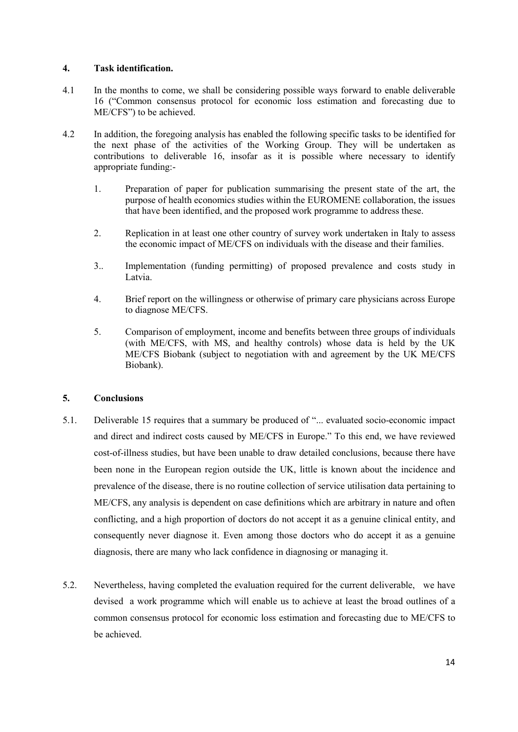## 4. Task identification.

4.1 In the months to come, we shall be considering possible ways forward to enable deliverable 16 ("Common consensus protocol for economic loss estimation and forecasting due to ME/CFS") to be achieved.

4.2 In addition, the foregoing analysis has enabled the following specific tasks to be identified for the next phase of the activities of the Working Group. They will be undertaken as contributions to deliverable 16, insofar as it is possible where necessary to identify appropriate funding:-

1. Preparation of paper for publication summarising the present state of the art, the purpose of health economics studies within the EUROMENE collaboration, the issues that have been identified, and the proposed work programme to address these.

2. Replication in at least one other country of survey work undertaken in Italy to assess the economic impact of ME/CFS on individuals with the disease and their families.

3. Implementation (funding permitting) of proposed prevalence and costs study in Latvia.

4. Brief report on the willingness or otherwise of primary care physicians across Europe to diagnose ME/CFS.

5. Comparison of employment, income and benefits between three groups of individuals (with ME/CFS, with MS, and healthy controls) whose data is held by the UK ME/CFS Biobank (subject to negotiation with and agreement by the UK ME/CFS Biobank).

## 5. Conclusions

5.1. Deliverable 15 requires that a summary be produced of "... evaluated socio-economic impact and direct and indirect costs caused by ME/CFS in Europe." To this end, we have reviewed cost-of-illness studies, but have been unable to draw detailed conclusions, because there have been none in the European region outside the UK, little is known about the incidence and prevalence of the disease, there is no routine collection of service utilisation data pertaining to ME/CFS, any analysis is dependent on case definitions which are arbitrary in nature and often conflicting, and a high proportion of doctors do not accept it as a genuine clinical entity, and consequently never diagnose it. Even among those doctors who do accept it as a genuine diagnosis, there are many who lack confidence in diagnosing or managing it.

5.2. Nevertheless, having completed the evaluation required for the current deliverable, we have devised a work programme which will enable us to achieve at least the broad outlines of a common consensus protocol for economic loss estimation and forecasting due to ME/CFS to be achieved.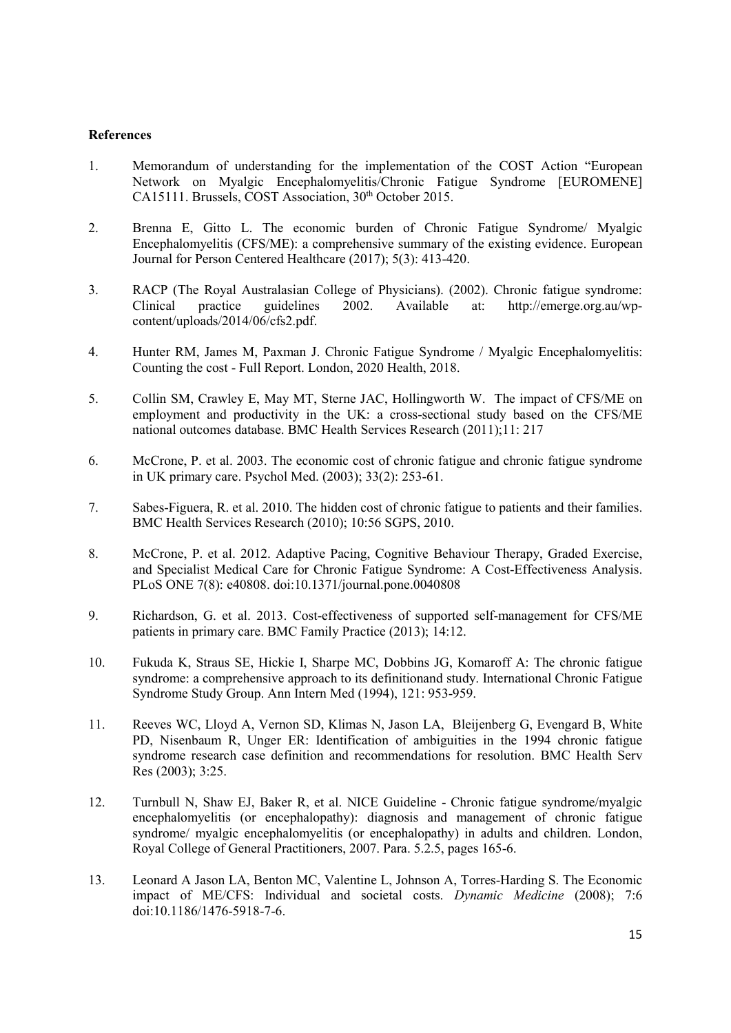**References**

1. Memorandum of understanding for the implementation of the COST Action "European Network on Myalgic Encephalomyelitis/Chronic Fatigue Syndrome [EUROMENE] CA15111. Brussels, COST Association, 30th October 2015.

2. Brenna E, Gitto L. The economic burden of Chronic Fatigue Syndrome/ Myalgic Encephalomyelitis (CFS/ME): a comprehensive summary of the existing evidence. European Journal for Person Centered Healthcare (2017); 5(3): 413-420.

3. RACP (The Royal Australasian College of Physicians). (2002). Chronic fatigue syndrome: Clinical practice guidelines 2002. Available at: http://emerge.org.au/wp-content/uploads/2014/06/cfs2.pdf.

4. Hunter RM, James M, Paxman J. Chronic Fatigue Syndrome / Myalgic Encephalomyelitis: Counting the cost - Full Report. London, 2020 Health, 2018.

5. Collin SM, Crawley E, May MT, Sterne JAC, Hollingworth W. The impact of CFS/ME on employment and productivity in the UK: a cross-sectional study based on the CFS/ME national outcomes database. BMC Health Services Research (2011);11: 217

6. McCrone, P. et al. 2003. The economic cost of chronic fatigue and chronic fatigue syndrome in UK primary care. Psychol Med. (2003); 33(2): 253-61.

7. Sabes-Figuera, R. et al. 2010. The hidden cost of chronic fatigue to patients and their families. BMC Health Services Research (2010); 10:56 SGPS, 2010.

8. McCrone, P. et al. 2012. Adaptive Pacing, Cognitive Behaviour Therapy, Graded Exercise, and Specialist Medical Care for Chronic Fatigue Syndrome: A Cost-Effectiveness Analysis. PLoS ONE 7(8): e40808. doi:10.1371/journal.pone.0040808

9. Richardson, G. et al. 2013. Cost-effectiveness of supported self-management for CFS/ME patients in primary care. BMC Family Practice (2013); 14:12.

10. Fukuda K, Straus SE, Hickie I, Sharpe MC, Dobbins JG, Komaroff A: The chronic fatigue syndrome: a comprehensive approach to its definitionand study. International Chronic Fatigue Syndrome Study Group. Ann Intern Med (1994), 121: 953-959.

11. Reeves WC, Lloyd A, Vernon SD, Klimas N, Jason LA, Bleijenberg G, Evengard B, White PD, Nisenbaum R, Unger ER: Identification of ambiguities in the 1994 chronic fatigue syndrome research case definition and recommendations for resolution. BMC Health Serv Res (2003); 3:25.

12. Turnbull N, Shaw EJ, Baker R, et al. NICE Guideline - Chronic fatigue syndrome/myalgic encephalomyelitis (or encephalopathy): diagnosis and management of chronic fatigue syndrome/ myalgic encephalomyelitis (or encephalopathy) in adults and children. London, Royal College of General Practitioners, 2007. Para. 5.2.5, pages 165-6.

13. Leonard A Jason LA, Benton MC, Valentine L, Johnson A, Torres-Harding S. The Economic impact of ME/CFS: Individual and societal costs. *Dynamic Medicine* (2008); 7:6 doi:10.1186/1476-5918-7-6.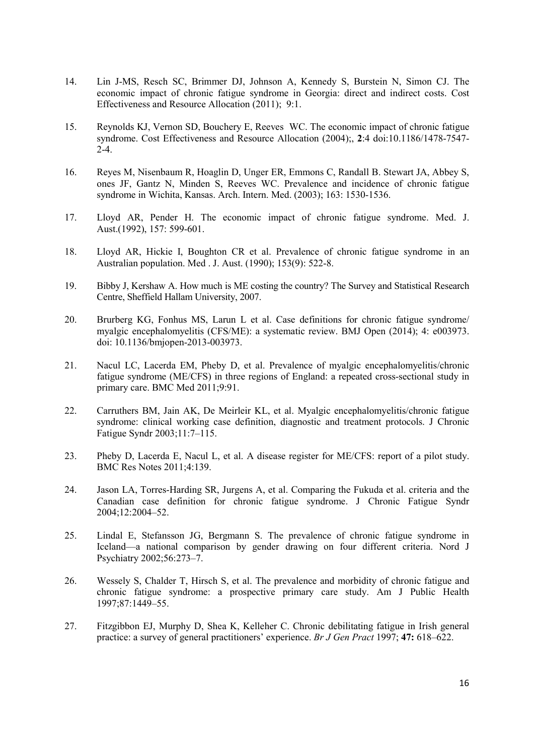14. Lin J-MS, Resch SC, Brimmer DJ, Johnson A, Kennedy S, Burstein N, Simon CJ. The economic impact of chronic fatigue syndrome in Georgia: direct and indirect costs. Cost Effectiveness and Resource Allocation (2011); 9:1.

15. Reynolds KJ, Vernon SD, Bouchery E, Reeves WC. The economic impact of chronic fatigue syndrome. Cost Effectiveness and Resource Allocation (2004);, **2**:4 doi:10.1186/1478-7547-2-4.

16. Reyes M, Nisenbaum R, Hoaglin D, Unger ER, Emmons C, Randall B. Stewart JA, Abbey S, ones JF, Gantz N, Minden S, Reeves WC. Prevalence and incidence of chronic fatigue syndrome in Wichita, Kansas. Arch. Intern. Med. (2003); 163: 1530-1536.

17. Lloyd AR, Pender H. The economic impact of chronic fatigue syndrome. Med. J. Aust.(1992), 157: 599-601.

18. Lloyd AR, Hickie I, Boughton CR et al. Prevalence of chronic fatigue syndrome in an Australian population. Med . J. Aust. (1990); 153(9): 522-8.

19. Bibby J, Kershaw A. How much is ME costing the country? The Survey and Statistical Research Centre, Sheffield Hallam University, 2007.

20. Brurberg KG, Fonhus MS, Larun L et al. Case definitions for chronic fatigue syndrome/ myalgic encephalomyelitis (CFS/ME): a systematic review. BMJ Open (2014); 4: e003973. doi: 10.1136/bmjopen-2013-003973.

21. Nacul LC, Lacerda EM, Pheby D, et al. Prevalence of myalgic encephalomyelitis/chronic fatigue syndrome (ME/CFS) in three regions of England: a repeated cross-sectional study in primary care. BMC Med 2011;9:91.

22. Carruthers BM, Jain AK, De Meirleir KL, et al. Myalgic encephalomyelitis/chronic fatigue syndrome: clinical working case definition, diagnostic and treatment protocols. J Chronic Fatigue Syndr 2003;11:7–115.

23. Pheby D, Lacerda E, Nacul L, et al. A disease register for ME/CFS: report of a pilot study. BMC Res Notes 2011;4:139.

24. Jason LA, Torres-Harding SR, Jurgens A, et al. Comparing the Fukuda et al. criteria and the Canadian case definition for chronic fatigue syndrome. J Chronic Fatigue Syndr 2004;12:2004–52.

25. Lindal E, Stefansson JG, Bergmann S. The prevalence of chronic fatigue syndrome in Iceland—a national comparison by gender drawing on four different criteria. Nord J Psychiatry 2002;56:273–7.

26. Wessely S, Chalder T, Hirsch S, et al. The prevalence and morbidity of chronic fatigue and chronic fatigue syndrome: a prospective primary care study. Am J Public Health 1997;87:1449–55.

27. Fitzgibbon EJ, Murphy D, Shea K, Kelleher C. Chronic debilitating fatigue in Irish general practice: a survey of general practitioners' experience. *Br J Gen Pract* 1997; **47:** 618–622.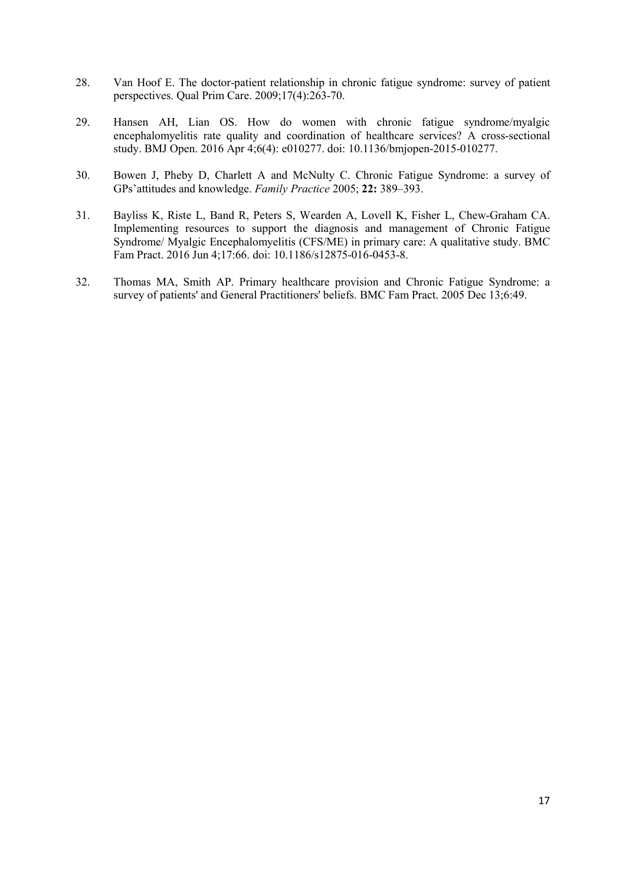28. Van Hoof E. The doctor-patient relationship in chronic fatigue syndrome: survey of patient perspectives. Qual Prim Care. 2009;17(4):263-70.

29. Hansen AH, Lian OS. How do women with chronic fatigue syndrome/myalgic encephalomyelitis rate quality and coordination of healthcare services? A cross-sectional study. BMJ Open. 2016 Apr 4;6(4): e010277. doi: 10.1136/bmjopen-2015-010277.

30. Bowen J, Pheby D, Charlett A and McNulty C. Chronic Fatigue Syndrome: a survey of GPs'attitudes and knowledge. *Family Practice* 2005; **22:** 389–393.

31. Bayliss K, Riste L, Band R, Peters S, Wearden A, Lovell K, Fisher L, Chew-Graham CA. Implementing resources to support the diagnosis and management of Chronic Fatigue Syndrome/ Myalgic Encephalomyelitis (CFS/ME) in primary care: A qualitative study. BMC Fam Pract. 2016 Jun 4;17:66. doi: 10.1186/s12875-016-0453-8.

32. Thomas MA, Smith AP. Primary healthcare provision and Chronic Fatigue Syndrome: a survey of patients' and General Practitioners' beliefs. BMC Fam Pract. 2005 Dec 13;6:49.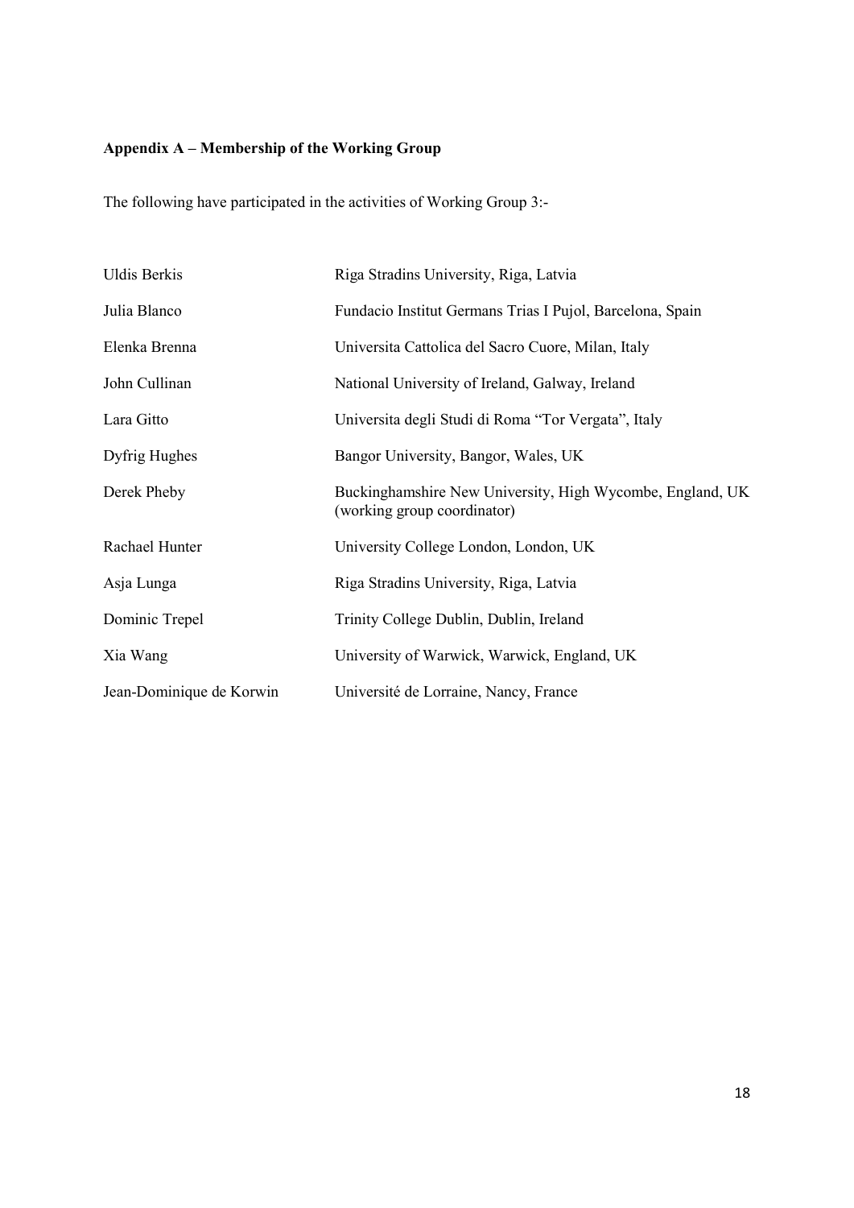**Appendix A – Membership of the Working Group**

The following have participated in the activities of Working Group 3:-

| | |
|---|---|
| Uldis Berkis | Riga Stradins University, Riga, Latvia |
| Julia Blanco | Fundacio Institut Germans Trias I Pujol, Barcelona, Spain |
| Elenka Brenna | Universita Cattolica del Sacro Cuore, Milan, Italy |
| John Cullinan | National University of Ireland, Galway, Ireland |
| Lara Gitto | Universita degli Studi di Roma "Tor Vergata", Italy |
| Dyfrig Hughes | Bangor University, Bangor, Wales, UK |
| Derek Pheby | Buckinghamshire New University, High Wycombe, England, UK (working group coordinator) |
| Rachael Hunter | University College London, London, UK |
| Asja Lunga | Riga Stradins University, Riga, Latvia |
| Dominic Trepel | Trinity College Dublin, Dublin, Ireland |
| Xia Wang | University of Warwick, Warwick, England, UK |
| Jean-Dominique de Korwin | Université de Lorraine, Nancy, France |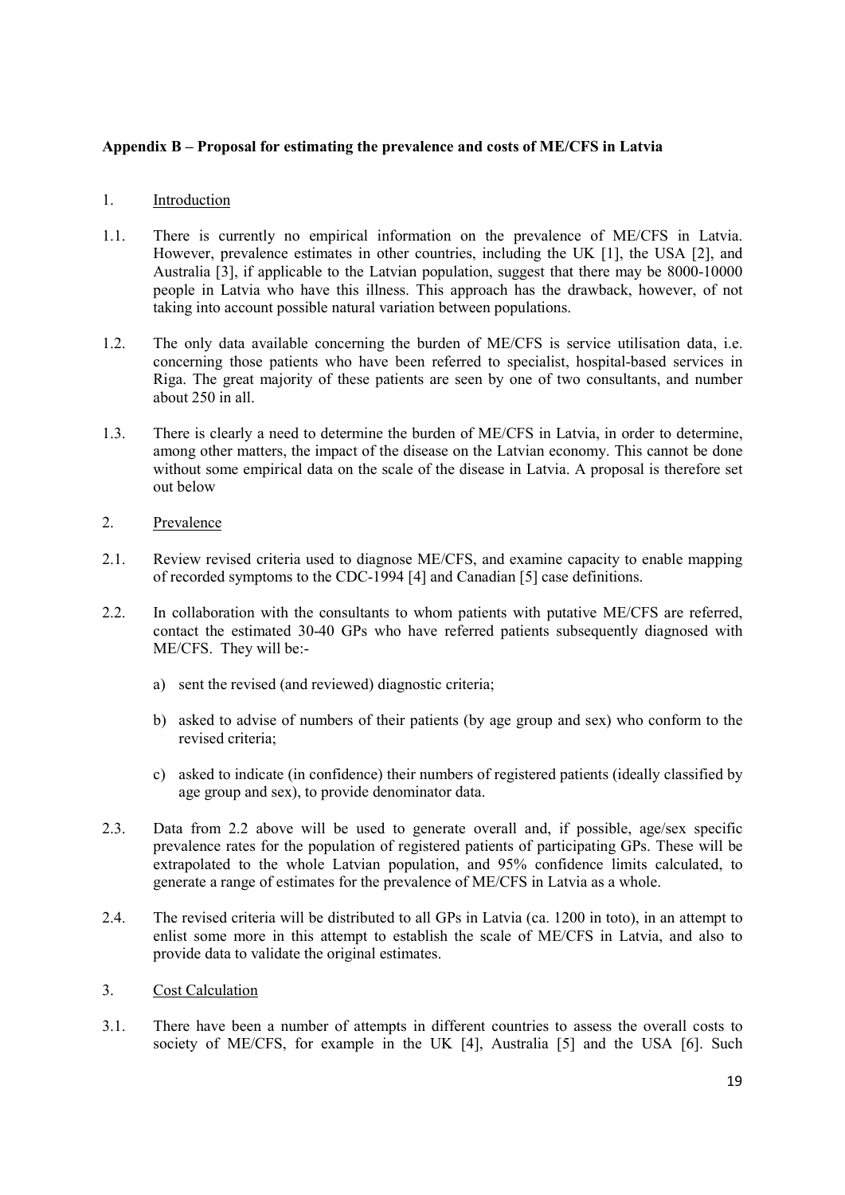**Appendix B – Proposal for estimating the prevalence and costs of ME/CFS in Latvia**

1. Introduction

1.1. There is currently no empirical information on the prevalence of ME/CFS in Latvia. However, prevalence estimates in other countries, including the UK [1], the USA [2], and Australia [3], if applicable to the Latvian population, suggest that there may be 8000-10000 people in Latvia who have this illness. This approach has the drawback, however, of not taking into account possible natural variation between populations.

1.2. The only data available concerning the burden of ME/CFS is service utilisation data, i.e. concerning those patients who have been referred to specialist, hospital-based services in Riga. The great majority of these patients are seen by one of two consultants, and number about 250 in all.

1.3. There is clearly a need to determine the burden of ME/CFS in Latvia, in order to determine, among other matters, the impact of the disease on the Latvian economy. This cannot be done without some empirical data on the scale of the disease in Latvia. A proposal is therefore set out below

2. Prevalence

2.1. Review revised criteria used to diagnose ME/CFS, and examine capacity to enable mapping of recorded symptoms to the CDC-1994 [4] and Canadian [5] case definitions.

2.2. In collaboration with the consultants to whom patients with putative ME/CFS are referred, contact the estimated 30-40 GPs who have referred patients subsequently diagnosed with ME/CFS. They will be:-

   a) sent the revised (and reviewed) diagnostic criteria;

   b) asked to advise of numbers of their patients (by age group and sex) who conform to the revised criteria;

   c) asked to indicate (in confidence) their numbers of registered patients (ideally classified by age group and sex), to provide denominator data.

2.3. Data from 2.2 above will be used to generate overall and, if possible, age/sex specific prevalence rates for the population of registered patients of participating GPs. These will be extrapolated to the whole Latvian population, and 95% confidence limits calculated, to generate a range of estimates for the prevalence of ME/CFS in Latvia as a whole.

2.4. The revised criteria will be distributed to all GPs in Latvia (ca. 1200 in toto), in an attempt to enlist some more in this attempt to establish the scale of ME/CFS in Latvia, and also to provide data to validate the original estimates.

3. Cost Calculation

3.1. There have been a number of attempts in different countries to assess the overall costs to society of ME/CFS, for example in the UK [4], Australia [5] and the USA [6]. Such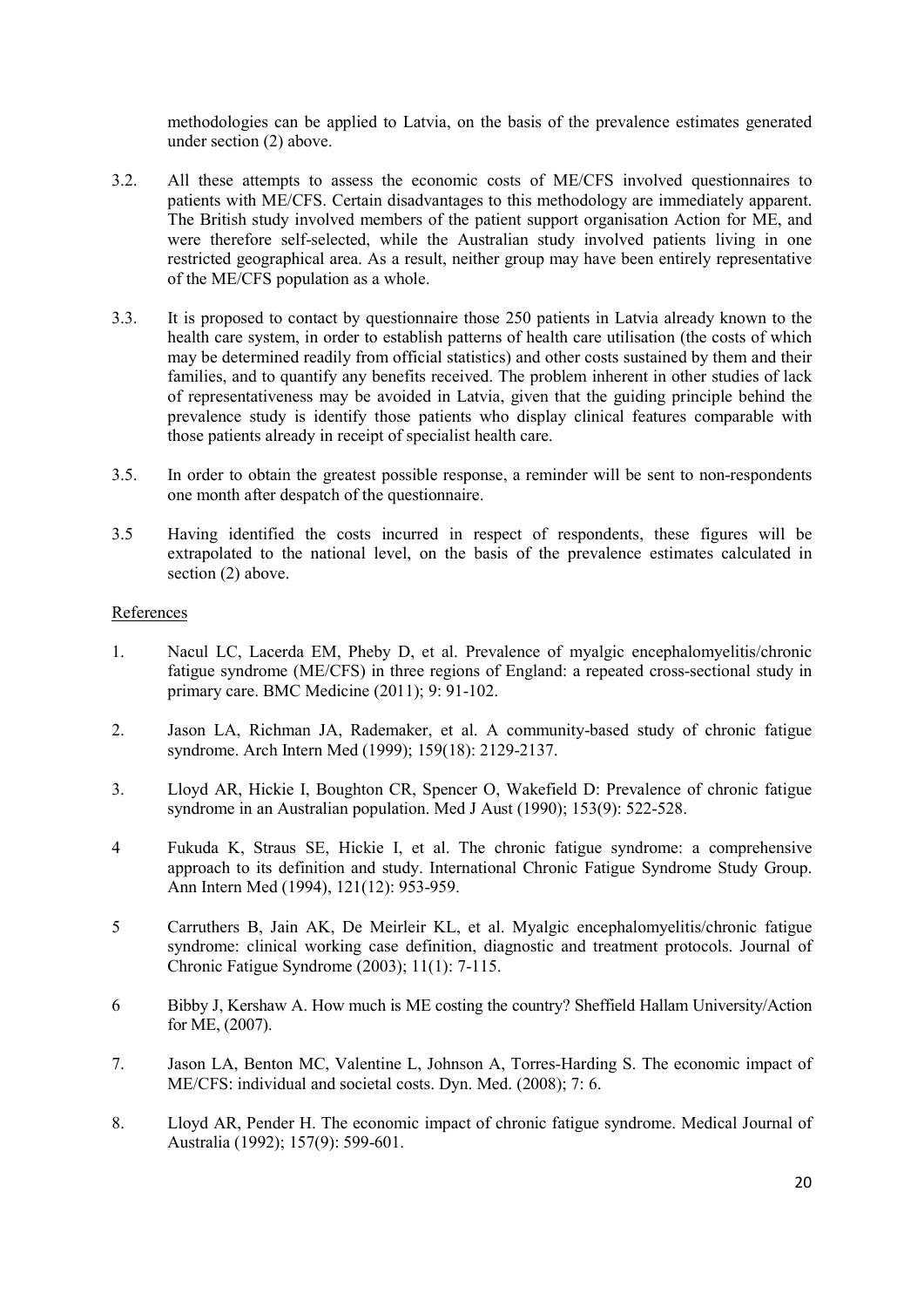methodologies can be applied to Latvia, on the basis of the prevalence estimates generated under section (2) above.

3.2. All these attempts to assess the economic costs of ME/CFS involved questionnaires to patients with ME/CFS. Certain disadvantages to this methodology are immediately apparent. The British study involved members of the patient support organisation Action for ME, and were therefore self-selected, while the Australian study involved patients living in one restricted geographical area. As a result, neither group may have been entirely representative of the ME/CFS population as a whole.

3.3. It is proposed to contact by questionnaire those 250 patients in Latvia already known to the health care system, in order to establish patterns of health care utilisation (the costs of which may be determined readily from official statistics) and other costs sustained by them and their families, and to quantify any benefits received. The problem inherent in other studies of lack of representativeness may be avoided in Latvia, given that the guiding principle behind the prevalence study is identify those patients who display clinical features comparable with those patients already in receipt of specialist health care.

3.5. In order to obtain the greatest possible response, a reminder will be sent to non-respondents one month after despatch of the questionnaire.

3.5 Having identified the costs incurred in respect of respondents, these figures will be extrapolated to the national level, on the basis of the prevalence estimates calculated in section (2) above.

References

1. Nacul LC, Lacerda EM, Pheby D, et al. Prevalence of myalgic encephalomyelitis/chronic fatigue syndrome (ME/CFS) in three regions of England: a repeated cross-sectional study in primary care. BMC Medicine (2011); 9: 91-102.

2. Jason LA, Richman JA, Rademaker, et al. A community-based study of chronic fatigue syndrome. Arch Intern Med (1999); 159(18): 2129-2137.

3. Lloyd AR, Hickie I, Boughton CR, Spencer O, Wakefield D: Prevalence of chronic fatigue syndrome in an Australian population. Med J Aust (1990); 153(9): 522-528.

4 Fukuda K, Straus SE, Hickie I, et al. The chronic fatigue syndrome: a comprehensive approach to its definition and study. International Chronic Fatigue Syndrome Study Group. Ann Intern Med (1994), 121(12): 953-959.

5 Carruthers B, Jain AK, De Meirleir KL, et al. Myalgic encephalomyelitis/chronic fatigue syndrome: clinical working case definition, diagnostic and treatment protocols. Journal of Chronic Fatigue Syndrome (2003); 11(1): 7-115.

6 Bibby J, Kershaw A. How much is ME costing the country? Sheffield Hallam University/Action for ME, (2007).

7. Jason LA, Benton MC, Valentine L, Johnson A, Torres-Harding S. The economic impact of ME/CFS: individual and societal costs. Dyn. Med. (2008); 7: 6.

8. Lloyd AR, Pender H. The economic impact of chronic fatigue syndrome. Medical Journal of Australia (1992); 157(9): 599-601.